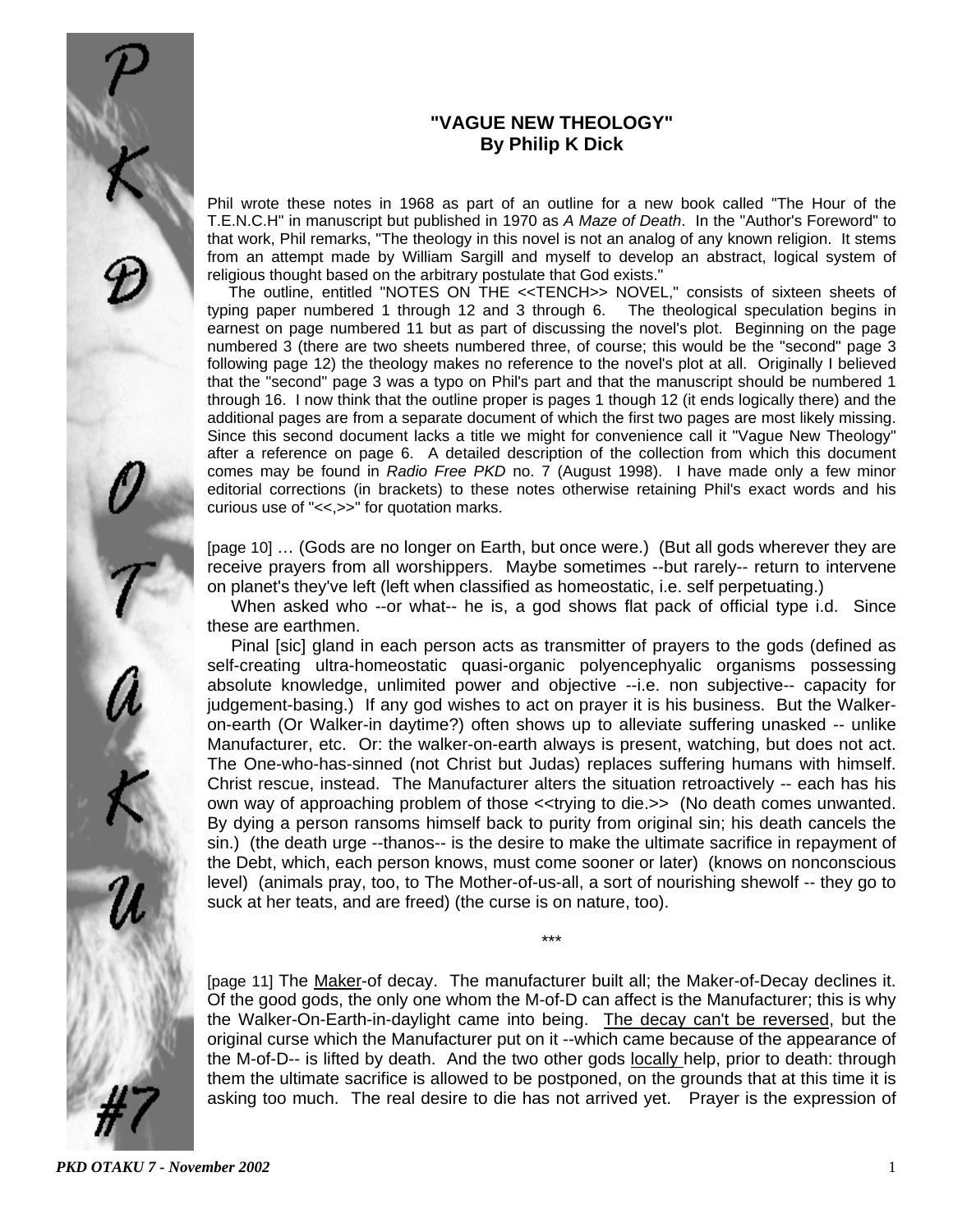**"VAGUE NEW THEOLOGY"**
**By Philip K Dick**

Phil wrote these notes in 1968 as part of an outline for a new book called "The Hour of the T.E.N.C.H" in manuscript but published in 1970 as *A Maze of Death*. In the "Author's Foreword" to that work, Phil remarks, "The theology in this novel is not an analog of any known religion. It stems from an attempt made by William Sargill and myself to develop an abstract, logical system of religious thought based on the arbitrary postulate that God exists."

The outline, entitled "NOTES ON THE <<TENCH>> NOVEL," consists of sixteen sheets of typing paper numbered 1 through 12 and 3 through 6. The theological speculation begins in earnest on page numbered 11 but as part of discussing the novel's plot. Beginning on the page numbered 3 (there are two sheets numbered three, of course; this would be the "second" page 3 following page 12) the theology makes no reference to the novel's plot at all. Originally I believed that the "second" page 3 was a typo on Phil's part and that the manuscript should be numbered 1 through 16. I now think that the outline proper is pages 1 though 12 (it ends logically there) and the additional pages are from a separate document of which the first two pages are most likely missing. Since this second document lacks a title we might for convenience call it "Vague New Theology" after a reference on page 6. A detailed description of the collection from which this document comes may be found in *Radio Free PKD* no. 7 (August 1998). I have made only a few minor editorial corrections (in brackets) to these notes otherwise retaining Phil's exact words and his curious use of "<<,>>" for quotation marks.

[page 10] … (Gods are no longer on Earth, but once were.) (But all gods wherever they are receive prayers from all worshippers. Maybe sometimes --but rarely-- return to intervene on planet's they've left (left when classified as homeostatic, i.e. self perpetuating.)

When asked who --or what-- he is, a god shows flat pack of official type i.d. Since these are earthmen.

Pinal [sic] gland in each person acts as transmitter of prayers to the gods (defined as self-creating ultra-homeostatic quasi-organic polyencephyalic organisms possessing absolute knowledge, unlimited power and objective --i.e. non subjective-- capacity for judgement-basing.) If any god wishes to act on prayer it is his business. But the Walker-on-earth (Or Walker-in daytime?) often shows up to alleviate suffering unasked -- unlike Manufacturer, etc. Or: the walker-on-earth always is present, watching, but does not act. The One-who-has-sinned (not Christ but Judas) replaces suffering humans with himself. Christ rescue, instead. The Manufacturer alters the situation retroactively -- each has his own way of approaching problem of those <<trying to die.>> (No death comes unwanted. By dying a person ransoms himself back to purity from original sin; his death cancels the sin.) (the death urge --thanos-- is the desire to make the ultimate sacrifice in repayment of the Debt, which, each person knows, must come sooner or later) (knows on nonconscious level) (animals pray, too, to The Mother-of-us-all, a sort of nourishing shewolf -- they go to suck at her teats, and are freed) (the curse is on nature, too).

\*\*\*

[page 11] The <u>Maker</u>-of decay. The manufacturer built all; the Maker-of-Decay declines it. Of the good gods, the only one whom the M-of-D can affect is the Manufacturer; this is why the Walker-On-Earth-in-daylight came into being. <u>The decay can't be reversed</u>, but the original curse which the Manufacturer put on it --which came because of the appearance of the M-of-D-- is lifted by death. And the two other gods <u>locally</u> help, prior to death: through them the ultimate sacrifice is allowed to be postponed, on the grounds that at this time it is asking too much. The real desire to die has not arrived yet. Prayer is the expression of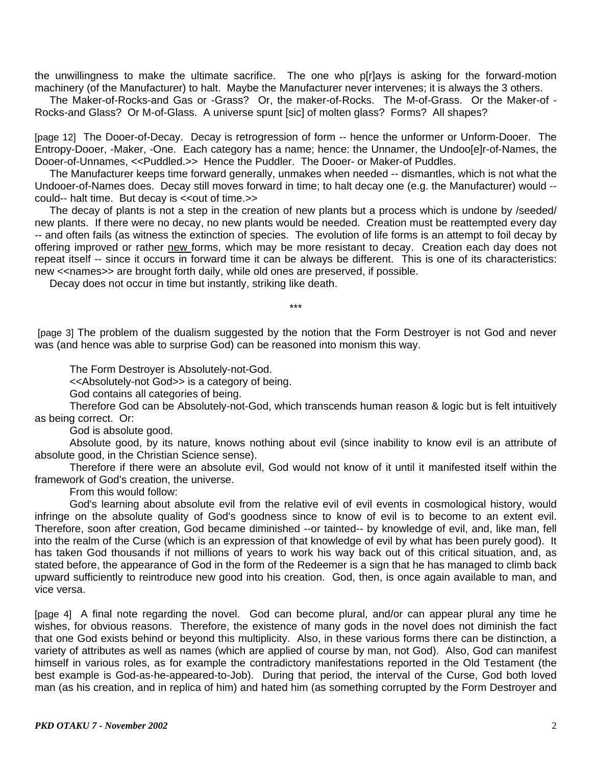the unwillingness to make the ultimate sacrifice. The one who p[r]ays is asking for the forward-motion machinery (of the Manufacturer) to halt. Maybe the Manufacturer never intervenes; it is always the 3 others.

The Maker-of-Rocks-and Gas or -Grass? Or, the maker-of-Rocks. The M-of-Grass. Or the Maker-of - Rocks-and Glass? Or M-of-Glass. A universe spunt [sic] of molten glass? Forms? All shapes?

[page 12] The Dooer-of-Decay. Decay is retrogression of form -- hence the unformer or Unform-Dooer. The Entropy-Dooer, -Maker, -One. Each category has a name; hence: the Unnamer, the Undoo[e]r-of-Names, the Dooer-of-Unnames, <<Puddled.>> Hence the Puddler. The Dooer- or Maker-of Puddles.

The Manufacturer keeps time forward generally, unmakes when needed -- dismantles, which is not what the Undooer-of-Names does. Decay still moves forward in time; to halt decay one (e.g. the Manufacturer) would -- could-- halt time. But decay is <<out of time.>>

The decay of plants is not a step in the creation of new plants but a process which is undone by /seeded/ new plants. If there were no decay, no new plants would be needed. Creation must be reattempted every day -- and often fails (as witness the extinction of species. The evolution of life forms is an attempt to foil decay by offering improved or rather <u>new</u> forms, which may be more resistant to decay. Creation each day does not repeat itself -- since it occurs in forward time it can be always be different. This is one of its characteristics: new <<names>> are brought forth daily, while old ones are preserved, if possible.

Decay does not occur in time but instantly, striking like death.

***

[page 3] The problem of the dualism suggested by the notion that the Form Destroyer is not God and never was (and hence was able to surprise God) can be reasoned into monism this way.

The Form Destroyer is Absolutely-not-God.

<<Absolutely-not God>> is a category of being.

God contains all categories of being.

Therefore God can be Absolutely-not-God, which transcends human reason & logic but is felt intuitively as being correct. Or:

God is absolute good.

Absolute good, by its nature, knows nothing about evil (since inability to know evil is an attribute of absolute good, in the Christian Science sense).

Therefore if there were an absolute evil, God would not know of it until it manifested itself within the framework of God's creation, the universe.

From this would follow:

God's learning about absolute evil from the relative evil of evil events in cosmological history, would infringe on the absolute quality of God's goodness since to know of evil is to become to an extent evil. Therefore, soon after creation, God became diminished --or tainted-- by knowledge of evil, and, like man, fell into the realm of the Curse (which is an expression of that knowledge of evil by what has been purely good). It has taken God thousands if not millions of years to work his way back out of this critical situation, and, as stated before, the appearance of God in the form of the Redeemer is a sign that he has managed to climb back upward sufficiently to reintroduce new good into his creation. God, then, is once again available to man, and vice versa.

[page 4] A final note regarding the novel. God can become plural, and/or can appear plural any time he wishes, for obvious reasons. Therefore, the existence of many gods in the novel does not diminish the fact that one God exists behind or beyond this multiplicity. Also, in these various forms there can be distinction, a variety of attributes as well as names (which are applied of course by man, not God). Also, God can manifest himself in various roles, as for example the contradictory manifestations reported in the Old Testament (the best example is God-as-he-appeared-to-Job). During that period, the interval of the Curse, God both loved man (as his creation, and in replica of him) and hated him (as something corrupted by the Form Destroyer and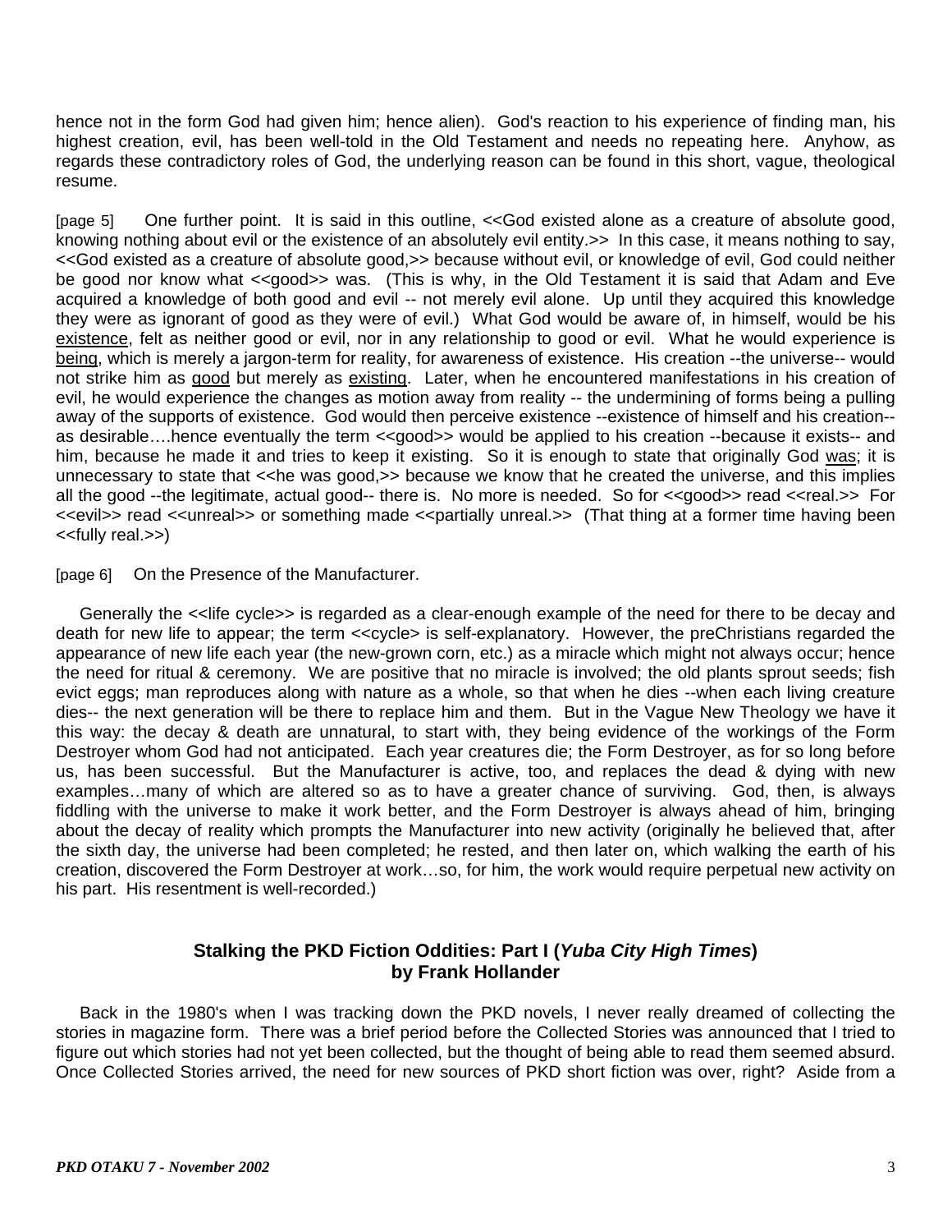hence not in the form God had given him; hence alien). God's reaction to his experience of finding man, his highest creation, evil, has been well-told in the Old Testament and needs no repeating here. Anyhow, as regards these contradictory roles of God, the underlying reason can be found in this short, vague, theological resume.

[page 5] One further point. It is said in this outline, <<God existed alone as a creature of absolute good, knowing nothing about evil or the existence of an absolutely evil entity.>> In this case, it means nothing to say, <<God existed as a creature of absolute good,>> because without evil, or knowledge of evil, God could neither be good nor know what <<good>> was. (This is why, in the Old Testament it is said that Adam and Eve acquired a knowledge of both good and evil -- not merely evil alone. Up until they acquired this knowledge they were as ignorant of good as they were of evil.) What God would be aware of, in himself, would be his <u>existence</u>, felt as neither good or evil, nor in any relationship to good or evil. What he would experience is <u>being</u>, which is merely a jargon-term for reality, for awareness of existence. His creation --the universe-- would not strike him as <u>good</u> but merely as <u>existing</u>. Later, when he encountered manifestations in his creation of evil, he would experience the changes as motion away from reality -- the undermining of forms being a pulling away of the supports of existence. God would then perceive existence --existence of himself and his creation-- as desirable….hence eventually the term <<good>> would be applied to his creation --because it exists-- and him, because he made it and tries to keep it existing. So it is enough to state that originally God <u>was</u>; it is unnecessary to state that <<he was good,>> because we know that he created the universe, and this implies all the good --the legitimate, actual good-- there is. No more is needed. So for <<good>> read <<real.>> For <<evil>> read <<unreal>> or something made <<partially unreal.>> (That thing at a former time having been <<fully real.>>)

[page 6] On the Presence of the Manufacturer.

Generally the <<life cycle>> is regarded as a clear-enough example of the need for there to be decay and death for new life to appear; the term <<cycle> is self-explanatory. However, the preChristians regarded the appearance of new life each year (the new-grown corn, etc.) as a miracle which might not always occur; hence the need for ritual & ceremony. We are positive that no miracle is involved; the old plants sprout seeds; fish evict eggs; man reproduces along with nature as a whole, so that when he dies --when each living creature dies-- the next generation will be there to replace him and them. But in the Vague New Theology we have it this way: the decay & death are unnatural, to start with, they being evidence of the workings of the Form Destroyer whom God had not anticipated. Each year creatures die; the Form Destroyer, as for so long before us, has been successful. But the Manufacturer is active, too, and replaces the dead & dying with new examples…many of which are altered so as to have a greater chance of surviving. God, then, is always fiddling with the universe to make it work better, and the Form Destroyer is always ahead of him, bringing about the decay of reality which prompts the Manufacturer into new activity (originally he believed that, after the sixth day, the universe had been completed; he rested, and then later on, which walking the earth of his creation, discovered the Form Destroyer at work…so, for him, the work would require perpetual new activity on his part. His resentment is well-recorded.)

### Stalking the PKD Fiction Oddities: Part I (*Yuba City High Times*)
### by Frank Hollander

Back in the 1980's when I was tracking down the PKD novels, I never really dreamed of collecting the stories in magazine form. There was a brief period before the Collected Stories was announced that I tried to figure out which stories had not yet been collected, but the thought of being able to read them seemed absurd. Once Collected Stories arrived, the need for new sources of PKD short fiction was over, right? Aside from a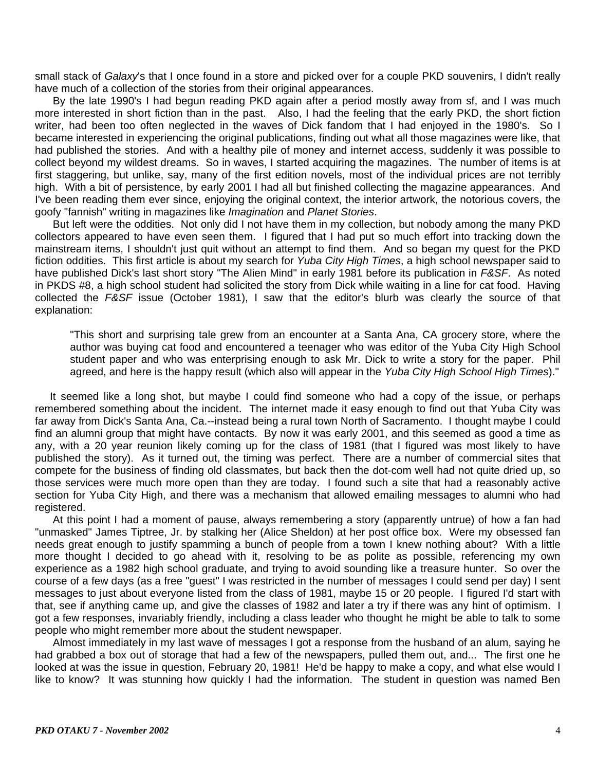small stack of *Galaxy*'s that I once found in a store and picked over for a couple PKD souvenirs, I didn't really have much of a collection of the stories from their original appearances.

By the late 1990's I had begun reading PKD again after a period mostly away from sf, and I was much more interested in short fiction than in the past. Also, I had the feeling that the early PKD, the short fiction writer, had been too often neglected in the waves of Dick fandom that I had enjoyed in the 1980's. So I became interested in experiencing the original publications, finding out what all those magazines were like, that had published the stories. And with a healthy pile of money and internet access, suddenly it was possible to collect beyond my wildest dreams. So in waves, I started acquiring the magazines. The number of items is at first staggering, but unlike, say, many of the first edition novels, most of the individual prices are not terribly high. With a bit of persistence, by early 2001 I had all but finished collecting the magazine appearances. And I've been reading them ever since, enjoying the original context, the interior artwork, the notorious covers, the goofy "fannish" writing in magazines like *Imagination* and *Planet Stories*.

But left were the oddities. Not only did I not have them in my collection, but nobody among the many PKD collectors appeared to have even seen them. I figured that I had put so much effort into tracking down the mainstream items, I shouldn't just quit without an attempt to find them. And so began my quest for the PKD fiction oddities. This first article is about my search for *Yuba City High Times*, a high school newspaper said to have published Dick's last short story "The Alien Mind" in early 1981 before its publication in *F&SF*. As noted in PKDS #8, a high school student had solicited the story from Dick while waiting in a line for cat food. Having collected the *F&SF* issue (October 1981), I saw that the editor's blurb was clearly the source of that explanation:

> "This short and surprising tale grew from an encounter at a Santa Ana, CA grocery store, where the author was buying cat food and encountered a teenager who was editor of the Yuba City High School student paper and who was enterprising enough to ask Mr. Dick to write a story for the paper. Phil agreed, and here is the happy result (which also will appear in the *Yuba City High School High Times*)."

It seemed like a long shot, but maybe I could find someone who had a copy of the issue, or perhaps remembered something about the incident. The internet made it easy enough to find out that Yuba City was far away from Dick's Santa Ana, Ca.--instead being a rural town North of Sacramento. I thought maybe I could find an alumni group that might have contacts. By now it was early 2001, and this seemed as good a time as any, with a 20 year reunion likely coming up for the class of 1981 (that I figured was most likely to have published the story). As it turned out, the timing was perfect. There are a number of commercial sites that compete for the business of finding old classmates, but back then the dot-com well had not quite dried up, so those services were much more open than they are today. I found such a site that had a reasonably active section for Yuba City High, and there was a mechanism that allowed emailing messages to alumni who had registered.

At this point I had a moment of pause, always remembering a story (apparently untrue) of how a fan had "unmasked" James Tiptree, Jr. by stalking her (Alice Sheldon) at her post office box. Were my obsessed fan needs great enough to justify spamming a bunch of people from a town I knew nothing about? With a little more thought I decided to go ahead with it, resolving to be as polite as possible, referencing my own experience as a 1982 high school graduate, and trying to avoid sounding like a treasure hunter. So over the course of a few days (as a free "guest" I was restricted in the number of messages I could send per day) I sent messages to just about everyone listed from the class of 1981, maybe 15 or 20 people. I figured I'd start with that, see if anything came up, and give the classes of 1982 and later a try if there was any hint of optimism. I got a few responses, invariably friendly, including a class leader who thought he might be able to talk to some people who might remember more about the student newspaper.

Almost immediately in my last wave of messages I got a response from the husband of an alum, saying he had grabbed a box out of storage that had a few of the newspapers, pulled them out, and... The first one he looked at was the issue in question, February 20, 1981! He'd be happy to make a copy, and what else would I like to know? It was stunning how quickly I had the information. The student in question was named Ben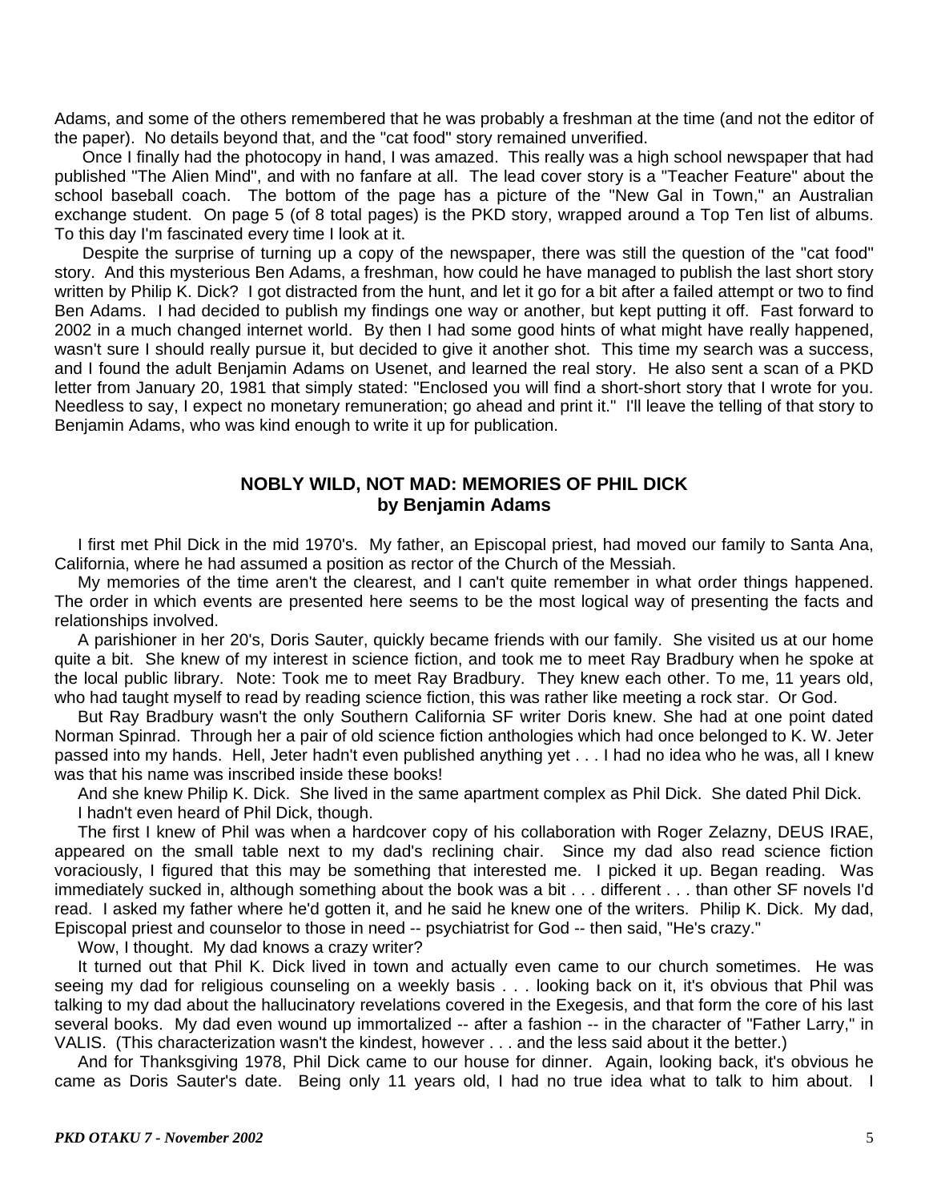Adams, and some of the others remembered that he was probably a freshman at the time (and not the editor of the paper). No details beyond that, and the "cat food" story remained unverified.

Once I finally had the photocopy in hand, I was amazed. This really was a high school newspaper that had published "The Alien Mind", and with no fanfare at all. The lead cover story is a "Teacher Feature" about the school baseball coach. The bottom of the page has a picture of the "New Gal in Town," an Australian exchange student. On page 5 (of 8 total pages) is the PKD story, wrapped around a Top Ten list of albums. To this day I'm fascinated every time I look at it.

Despite the surprise of turning up a copy of the newspaper, there was still the question of the "cat food" story. And this mysterious Ben Adams, a freshman, how could he have managed to publish the last short story written by Philip K. Dick? I got distracted from the hunt, and let it go for a bit after a failed attempt or two to find Ben Adams. I had decided to publish my findings one way or another, but kept putting it off. Fast forward to 2002 in a much changed internet world. By then I had some good hints of what might have really happened, wasn't sure I should really pursue it, but decided to give it another shot. This time my search was a success, and I found the adult Benjamin Adams on Usenet, and learned the real story. He also sent a scan of a PKD letter from January 20, 1981 that simply stated: "Enclosed you will find a short-short story that I wrote for you. Needless to say, I expect no monetary remuneration; go ahead and print it." I'll leave the telling of that story to Benjamin Adams, who was kind enough to write it up for publication.

## NOBLY WILD, NOT MAD: MEMORIES OF PHIL DICK
**by Benjamin Adams**

I first met Phil Dick in the mid 1970's. My father, an Episcopal priest, had moved our family to Santa Ana, California, where he had assumed a position as rector of the Church of the Messiah.

My memories of the time aren't the clearest, and I can't quite remember in what order things happened. The order in which events are presented here seems to be the most logical way of presenting the facts and relationships involved.

A parishioner in her 20's, Doris Sauter, quickly became friends with our family. She visited us at our home quite a bit. She knew of my interest in science fiction, and took me to meet Ray Bradbury when he spoke at the local public library. Note: Took me to meet Ray Bradbury. They knew each other. To me, 11 years old, who had taught myself to read by reading science fiction, this was rather like meeting a rock star. Or God.

But Ray Bradbury wasn't the only Southern California SF writer Doris knew. She had at one point dated Norman Spinrad. Through her a pair of old science fiction anthologies which had once belonged to K. W. Jeter passed into my hands. Hell, Jeter hadn't even published anything yet . . . I had no idea who he was, all I knew was that his name was inscribed inside these books!

And she knew Philip K. Dick. She lived in the same apartment complex as Phil Dick. She dated Phil Dick.

I hadn't even heard of Phil Dick, though.

The first I knew of Phil was when a hardcover copy of his collaboration with Roger Zelazny, DEUS IRAE, appeared on the small table next to my dad's reclining chair. Since my dad also read science fiction voraciously, I figured that this may be something that interested me. I picked it up. Began reading. Was immediately sucked in, although something about the book was a bit . . . different . . . than other SF novels I'd read. I asked my father where he'd gotten it, and he said he knew one of the writers. Philip K. Dick. My dad, Episcopal priest and counselor to those in need -- psychiatrist for God -- then said, "He's crazy."

Wow, I thought. My dad knows a crazy writer?

It turned out that Phil K. Dick lived in town and actually even came to our church sometimes. He was seeing my dad for religious counseling on a weekly basis . . . looking back on it, it's obvious that Phil was talking to my dad about the hallucinatory revelations covered in the Exegesis, and that form the core of his last several books. My dad even wound up immortalized -- after a fashion -- in the character of "Father Larry," in VALIS. (This characterization wasn't the kindest, however . . . and the less said about it the better.)

And for Thanksgiving 1978, Phil Dick came to our house for dinner. Again, looking back, it's obvious he came as Doris Sauter's date. Being only 11 years old, I had no true idea what to talk to him about. I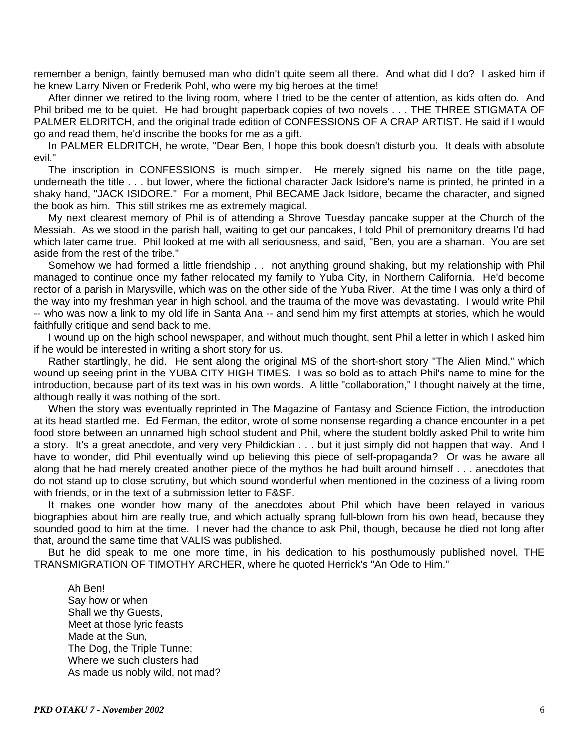remember a benign, faintly bemused man who didn't quite seem all there. And what did I do? I asked him if he knew Larry Niven or Frederik Pohl, who were my big heroes at the time!

After dinner we retired to the living room, where I tried to be the center of attention, as kids often do. And Phil bribed me to be quiet. He had brought paperback copies of two novels . . . THE THREE STIGMATA OF PALMER ELDRITCH, and the original trade edition of CONFESSIONS OF A CRAP ARTIST. He said if I would go and read them, he'd inscribe the books for me as a gift.

In PALMER ELDRITCH, he wrote, "Dear Ben, I hope this book doesn't disturb you. It deals with absolute evil."

The inscription in CONFESSIONS is much simpler. He merely signed his name on the title page, underneath the title . . . but lower, where the fictional character Jack Isidore's name is printed, he printed in a shaky hand, "JACK ISIDORE." For a moment, Phil BECAME Jack Isidore, became the character, and signed the book as him. This still strikes me as extremely magical.

My next clearest memory of Phil is of attending a Shrove Tuesday pancake supper at the Church of the Messiah. As we stood in the parish hall, waiting to get our pancakes, I told Phil of premonitory dreams I'd had which later came true. Phil looked at me with all seriousness, and said, "Ben, you are a shaman. You are set aside from the rest of the tribe."

Somehow we had formed a little friendship . . not anything ground shaking, but my relationship with Phil managed to continue once my father relocated my family to Yuba City, in Northern California. He'd become rector of a parish in Marysville, which was on the other side of the Yuba River. At the time I was only a third of the way into my freshman year in high school, and the trauma of the move was devastating. I would write Phil -- who was now a link to my old life in Santa Ana -- and send him my first attempts at stories, which he would faithfully critique and send back to me.

I wound up on the high school newspaper, and without much thought, sent Phil a letter in which I asked him if he would be interested in writing a short story for us.

Rather startlingly, he did. He sent along the original MS of the short-short story "The Alien Mind," which wound up seeing print in the YUBA CITY HIGH TIMES. I was so bold as to attach Phil's name to mine for the introduction, because part of its text was in his own words. A little "collaboration," I thought naively at the time, although really it was nothing of the sort.

When the story was eventually reprinted in The Magazine of Fantasy and Science Fiction, the introduction at its head startled me. Ed Ferman, the editor, wrote of some nonsense regarding a chance encounter in a pet food store between an unnamed high school student and Phil, where the student boldly asked Phil to write him a story. It's a great anecdote, and very very Phildickian . . . but it just simply did not happen that way. And I have to wonder, did Phil eventually wind up believing this piece of self-propaganda? Or was he aware all along that he had merely created another piece of the mythos he had built around himself . . . anecdotes that do not stand up to close scrutiny, but which sound wonderful when mentioned in the coziness of a living room with friends, or in the text of a submission letter to F&SF.

It makes one wonder how many of the anecdotes about Phil which have been relayed in various biographies about him are really true, and which actually sprang full-blown from his own head, because they sounded good to him at the time. I never had the chance to ask Phil, though, because he died not long after that, around the same time that VALIS was published.

But he did speak to me one more time, in his dedication to his posthumously published novel, THE TRANSMIGRATION OF TIMOTHY ARCHER, where he quoted Herrick's "An Ode to Him."

> Ah Ben!
> Say how or when
> Shall we thy Guests,
> Meet at those lyric feasts
> Made at the Sun,
> The Dog, the Triple Tunne;
> Where we such clusters had
> As made us nobly wild, not mad?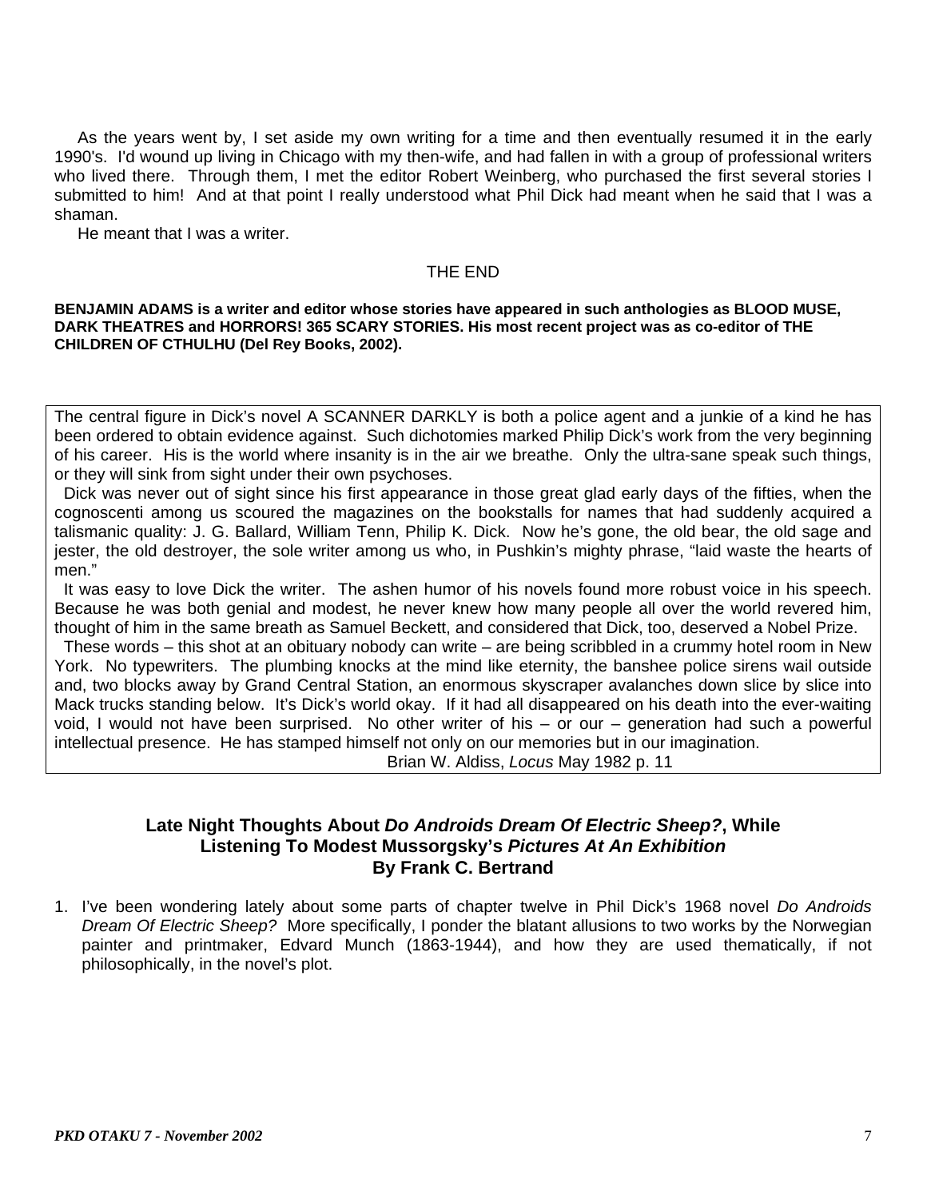As the years went by, I set aside my own writing for a time and then eventually resumed it in the early 1990's. I'd wound up living in Chicago with my then-wife, and had fallen in with a group of professional writers who lived there. Through them, I met the editor Robert Weinberg, who purchased the first several stories I submitted to him! And at that point I really understood what Phil Dick had meant when he said that I was a shaman.

He meant that I was a writer.

THE END

**BENJAMIN ADAMS is a writer and editor whose stories have appeared in such anthologies as BLOOD MUSE, DARK THEATRES and HORRORS! 365 SCARY STORIES. His most recent project was as co-editor of THE CHILDREN OF CTHULHU (Del Rey Books, 2002).**

---

The central figure in Dick's novel A SCANNER DARKLY is both a police agent and a junkie of a kind he has been ordered to obtain evidence against. Such dichotomies marked Philip Dick's work from the very beginning of his career. His is the world where insanity is in the air we breathe. Only the ultra-sane speak such things, or they will sink from sight under their own psychoses.

Dick was never out of sight since his first appearance in those great glad early days of the fifties, when the cognoscenti among us scoured the magazines on the bookstalls for names that had suddenly acquired a talismanic quality: J. G. Ballard, William Tenn, Philip K. Dick. Now he's gone, the old bear, the old sage and jester, the old destroyer, the sole writer among us who, in Pushkin's mighty phrase, "laid waste the hearts of men."

It was easy to love Dick the writer. The ashen humor of his novels found more robust voice in his speech. Because he was both genial and modest, he never knew how many people all over the world revered him, thought of him in the same breath as Samuel Beckett, and considered that Dick, too, deserved a Nobel Prize.

These words – this shot at an obituary nobody can write – are being scribbled in a crummy hotel room in New York. No typewriters. The plumbing knocks at the mind like eternity, the banshee police sirens wail outside and, two blocks away by Grand Central Station, an enormous skyscraper avalanches down slice by slice into Mack trucks standing below. It's Dick's world okay. If it had all disappeared on his death into the ever-waiting void, I would not have been surprised. No other writer of his – or our – generation had such a powerful intellectual presence. He has stamped himself not only on our memories but in our imagination.

Brian W. Aldiss, *Locus* May 1982 p. 11

---

## Late Night Thoughts About *Do Androids Dream Of Electric Sheep?*, While Listening To Modest Mussorgsky's *Pictures At An Exhibition*
## By Frank C. Bertrand

1. I've been wondering lately about some parts of chapter twelve in Phil Dick's 1968 novel *Do Androids Dream Of Electric Sheep?* More specifically, I ponder the blatant allusions to two works by the Norwegian painter and printmaker, Edvard Munch (1863-1944), and how they are used thematically, if not philosophically, in the novel's plot.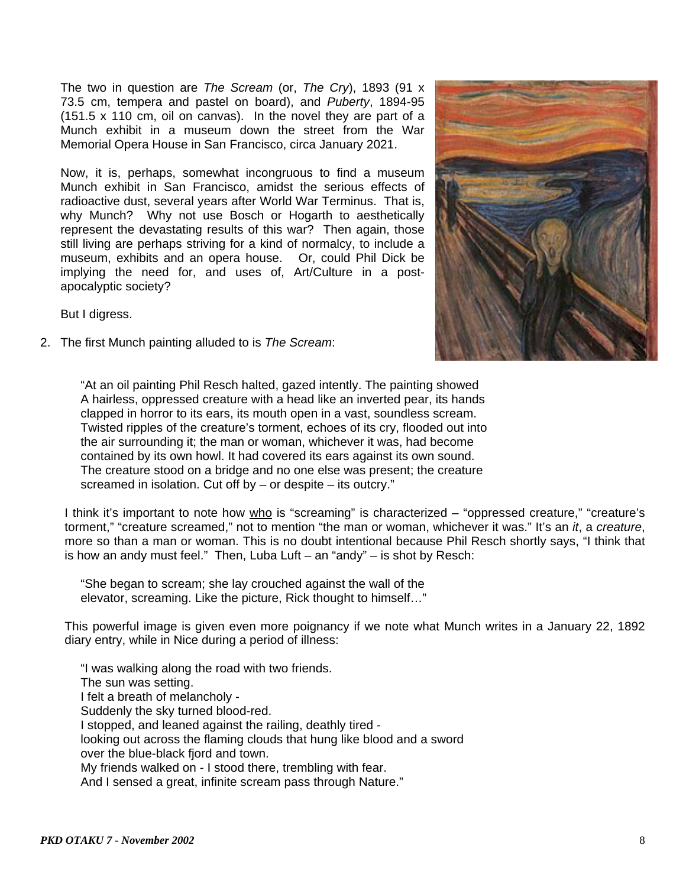The two in question are *The Scream* (or, *The Cry*), 1893 (91 x 73.5 cm, tempera and pastel on board), and *Puberty*, 1894-95 (151.5 x 110 cm, oil on canvas). In the novel they are part of a Munch exhibit in a museum down the street from the War Memorial Opera House in San Francisco, circa January 2021.

Now, it is, perhaps, somewhat incongruous to find a museum Munch exhibit in San Francisco, amidst the serious effects of radioactive dust, several years after World War Terminus. That is, why Munch? Why not use Bosch or Hogarth to aesthetically represent the devastating results of this war? Then again, those still living are perhaps striving for a kind of normalcy, to include a museum, exhibits and an opera house. Or, could Phil Dick be implying the need for, and uses of, Art/Culture in a post-apocalyptic society?

But I digress.

2. The first Munch painting alluded to is *The Scream*:

> "At an oil painting Phil Resch halted, gazed intently. The painting showed A hairless, oppressed creature with a head like an inverted pear, its hands clapped in horror to its ears, its mouth open in a vast, soundless scream. Twisted ripples of the creature's torment, echoes of its cry, flooded out into the air surrounding it; the man or woman, whichever it was, had become contained by its own howl. It had covered its ears against its own sound. The creature stood on a bridge and no one else was present; the creature screamed in isolation. Cut off by – or despite – its outcry."

I think it's important to note how <u>who</u> is "screaming" is characterized – "oppressed creature," "creature's torment," "creature screamed," not to mention "the man or woman, whichever it was." It's an *it*, a *creature*, more so than a man or woman. This is no doubt intentional because Phil Resch shortly says, "I think that is how an andy must feel." Then, Luba Luft – an "andy" – is shot by Resch:

> "She began to scream; she lay crouched against the wall of the elevator, screaming. Like the picture, Rick thought to himself…"

This powerful image is given even more poignancy if we note what Munch writes in a January 22, 1892 diary entry, while in Nice during a period of illness:

> "I was walking along the road with two friends.
> The sun was setting.
> I felt a breath of melancholy -
> Suddenly the sky turned blood-red.
> I stopped, and leaned against the railing, deathly tired -
> looking out across the flaming clouds that hung like blood and a sword
> over the blue-black fjord and town.
> My friends walked on - I stood there, trembling with fear.
> And I sensed a great, infinite scream pass through Nature."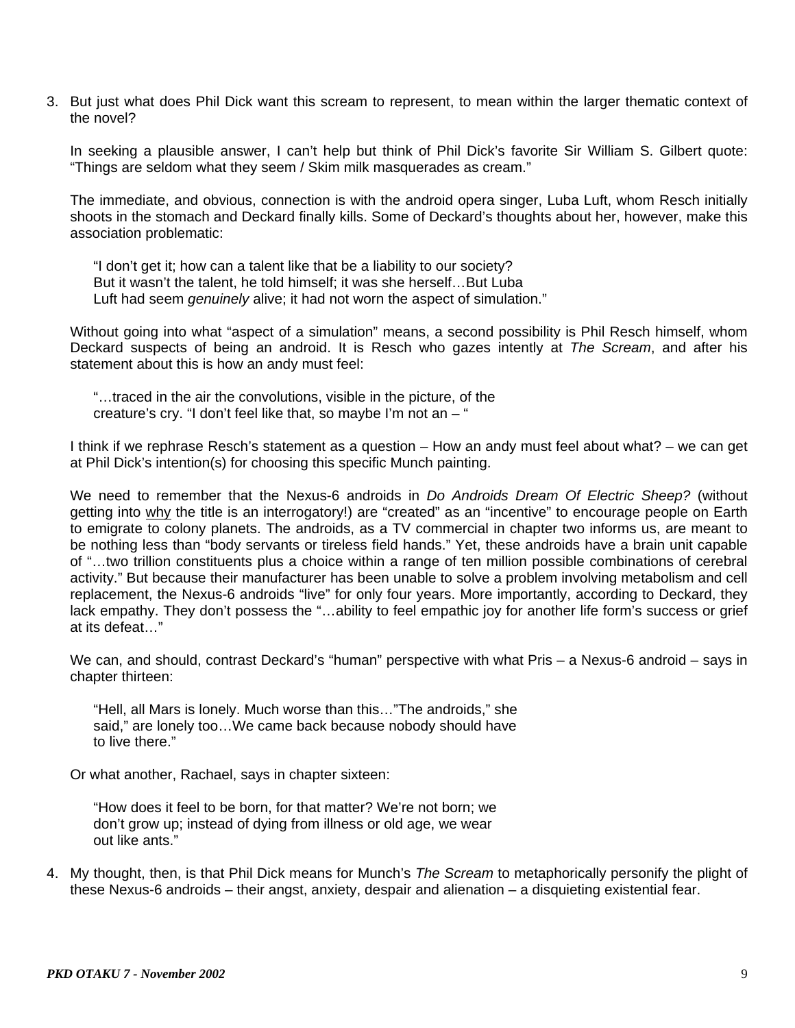3. But just what does Phil Dick want this scream to represent, to mean within the larger thematic context of the novel?

   In seeking a plausible answer, I can't help but think of Phil Dick's favorite Sir William S. Gilbert quote: "Things are seldom what they seem / Skim milk masquerades as cream."

   The immediate, and obvious, connection is with the android opera singer, Luba Luft, whom Resch initially shoots in the stomach and Deckard finally kills. Some of Deckard's thoughts about her, however, make this association problematic:

   > "I don't get it; how can a talent like that be a liability to our society? But it wasn't the talent, he told himself; it was she herself…But Luba Luft had seem *genuinely* alive; it had not worn the aspect of simulation."

   Without going into what "aspect of a simulation" means, a second possibility is Phil Resch himself, whom Deckard suspects of being an android. It is Resch who gazes intently at *The Scream*, and after his statement about this is how an andy must feel:

   > "…traced in the air the convolutions, visible in the picture, of the creature's cry. "I don't feel like that, so maybe I'm not an – "

   I think if we rephrase Resch's statement as a question – How an andy must feel about what? – we can get at Phil Dick's intention(s) for choosing this specific Munch painting.

   We need to remember that the Nexus-6 androids in *Do Androids Dream Of Electric Sheep?* (without getting into <u>why</u> the title is an interrogatory!) are "created" as an "incentive" to encourage people on Earth to emigrate to colony planets. The androids, as a TV commercial in chapter two informs us, are meant to be nothing less than "body servants or tireless field hands." Yet, these androids have a brain unit capable of "…two trillion constituents plus a choice within a range of ten million possible combinations of cerebral activity." But because their manufacturer has been unable to solve a problem involving metabolism and cell replacement, the Nexus-6 androids "live" for only four years. More importantly, according to Deckard, they lack empathy. They don't possess the "…ability to feel empathic joy for another life form's success or grief at its defeat…"

   We can, and should, contrast Deckard's "human" perspective with what Pris – a Nexus-6 android – says in chapter thirteen:

   > "Hell, all Mars is lonely. Much worse than this…"The androids," she said," are lonely too…We came back because nobody should have to live there."

   Or what another, Rachael, says in chapter sixteen:

   > "How does it feel to be born, for that matter? We're not born; we don't grow up; instead of dying from illness or old age, we wear out like ants."

4. My thought, then, is that Phil Dick means for Munch's *The Scream* to metaphorically personify the plight of these Nexus-6 androids – their angst, anxiety, despair and alienation – a disquieting existential fear.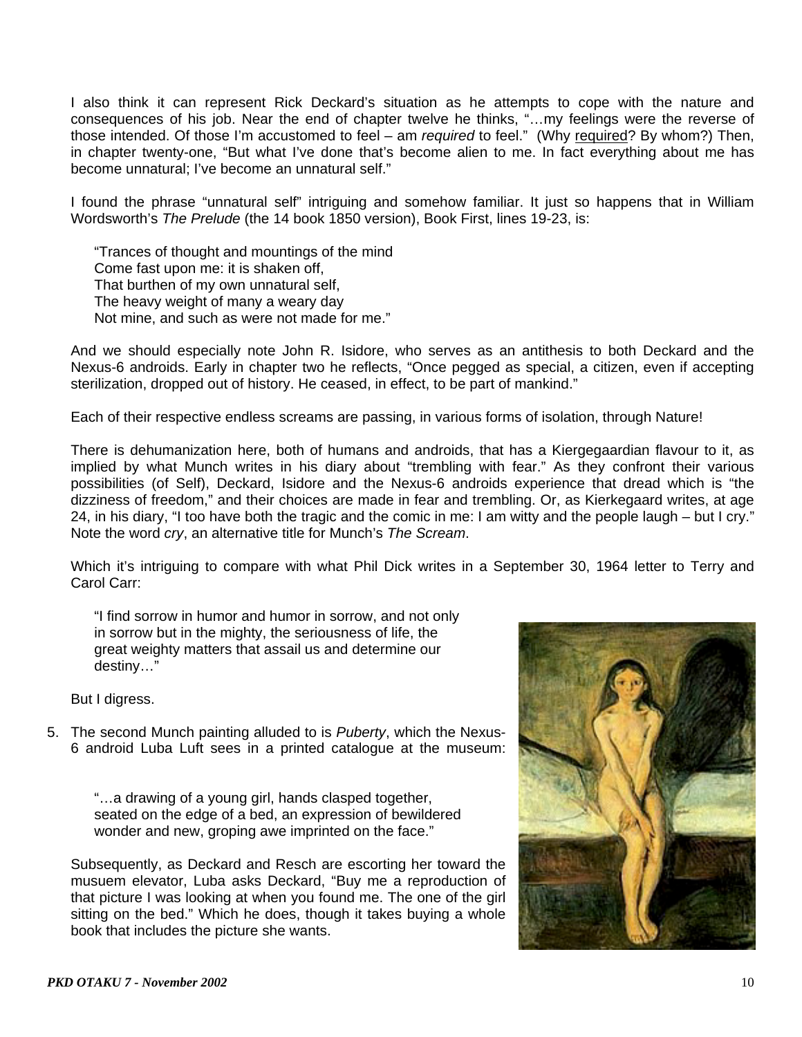I also think it can represent Rick Deckard's situation as he attempts to cope with the nature and consequences of his job. Near the end of chapter twelve he thinks, "…my feelings were the reverse of those intended. Of those I'm accustomed to feel – am *required* to feel." (Why required? By whom?) Then, in chapter twenty-one, "But what I've done that's become alien to me. In fact everything about me has become unnatural; I've become an unnatural self."

I found the phrase "unnatural self" intriguing and somehow familiar. It just so happens that in William Wordsworth's *The Prelude* (the 14 book 1850 version), Book First, lines 19-23, is:

> "Trances of thought and mountings of the mind
> Come fast upon me: it is shaken off,
> That burthen of my own unnatural self,
> The heavy weight of many a weary day
> Not mine, and such as were not made for me."

And we should especially note John R. Isidore, who serves as an antithesis to both Deckard and the Nexus-6 androids. Early in chapter two he reflects, "Once pegged as special, a citizen, even if accepting sterilization, dropped out of history. He ceased, in effect, to be part of mankind."

Each of their respective endless screams are passing, in various forms of isolation, through Nature!

There is dehumanization here, both of humans and androids, that has a Kiergegaardian flavour to it, as implied by what Munch writes in his diary about "trembling with fear." As they confront their various possibilities (of Self), Deckard, Isidore and the Nexus-6 androids experience that dread which is "the dizziness of freedom," and their choices are made in fear and trembling. Or, as Kierkegaard writes, at age 24, in his diary, "I too have both the tragic and the comic in me: I am witty and the people laugh – but I cry." Note the word *cry*, an alternative title for Munch's *The Scream*.

Which it's intriguing to compare with what Phil Dick writes in a September 30, 1964 letter to Terry and Carol Carr:

> "I find sorrow in humor and humor in sorrow, and not only in sorrow but in the mighty, the seriousness of life, the great weighty matters that assail us and determine our destiny…"

But I digress.

5. The second Munch painting alluded to is *Puberty*, which the Nexus-6 android Luba Luft sees in a printed catalogue at the museum:

   > "…a drawing of a young girl, hands clasped together, seated on the edge of a bed, an expression of bewildered wonder and new, groping awe imprinted on the face."

   Subsequently, as Deckard and Resch are escorting her toward the musuem elevator, Luba asks Deckard, "Buy me a reproduction of that picture I was looking at when you found me. The one of the girl sitting on the bed." Which he does, though it takes buying a whole book that includes the picture she wants.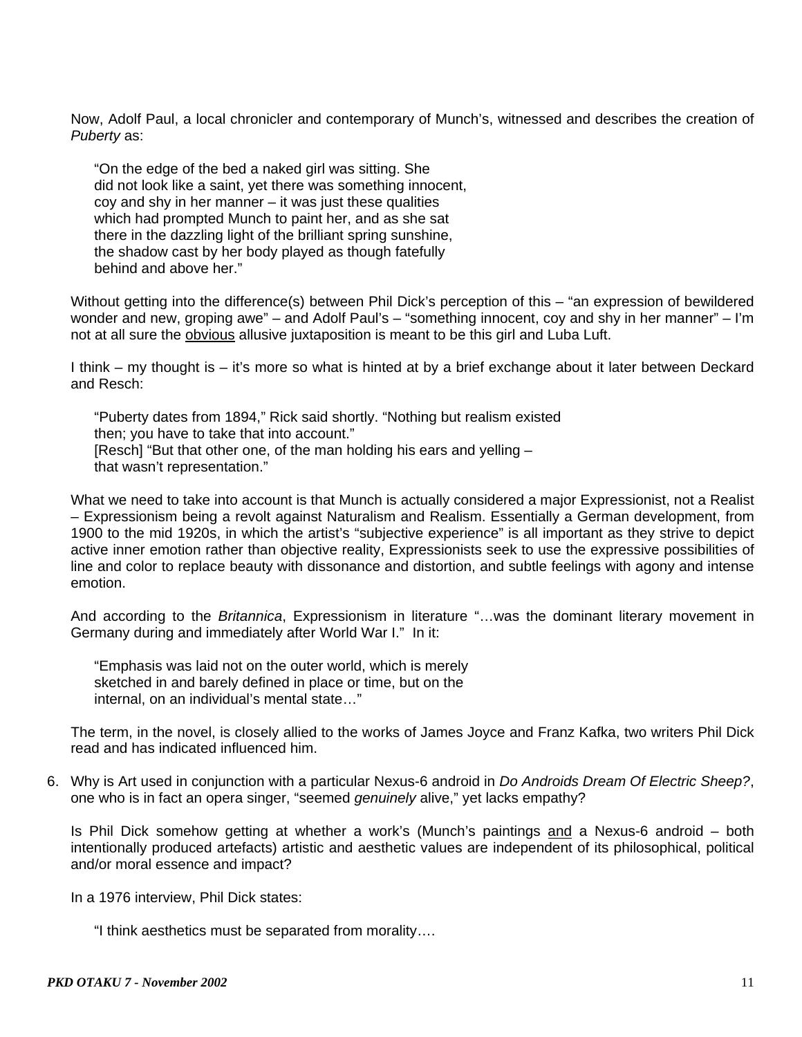Now, Adolf Paul, a local chronicler and contemporary of Munch's, witnessed and describes the creation of *Puberty* as:

> "On the edge of the bed a naked girl was sitting. She
> did not look like a saint, yet there was something innocent,
> coy and shy in her manner – it was just these qualities
> which had prompted Munch to paint her, and as she sat
> there in the dazzling light of the brilliant spring sunshine,
> the shadow cast by her body played as though fatefully
> behind and above her."

Without getting into the difference(s) between Phil Dick's perception of this – "an expression of bewildered wonder and new, groping awe" – and Adolf Paul's – "something innocent, coy and shy in her manner" – I'm not at all sure the <u>obvious</u> allusive juxtaposition is meant to be this girl and Luba Luft.

I think – my thought is – it's more so what is hinted at by a brief exchange about it later between Deckard and Resch:

> "Puberty dates from 1894," Rick said shortly. "Nothing but realism existed
> then; you have to take that into account."
> [Resch] "But that other one, of the man holding his ears and yelling –
> that wasn't representation."

What we need to take into account is that Munch is actually considered a major Expressionist, not a Realist – Expressionism being a revolt against Naturalism and Realism. Essentially a German development, from 1900 to the mid 1920s, in which the artist's "subjective experience" is all important as they strive to depict active inner emotion rather than objective reality, Expressionists seek to use the expressive possibilities of line and color to replace beauty with dissonance and distortion, and subtle feelings with agony and intense emotion.

And according to the *Britannica*, Expressionism in literature "…was the dominant literary movement in Germany during and immediately after World War I." In it:

> "Emphasis was laid not on the outer world, which is merely
> sketched in and barely defined in place or time, but on the
> internal, on an individual's mental state…"

The term, in the novel, is closely allied to the works of James Joyce and Franz Kafka, two writers Phil Dick read and has indicated influenced him.

6. Why is Art used in conjunction with a particular Nexus-6 android in *Do Androids Dream Of Electric Sheep?*, one who is in fact an opera singer, "seemed *genuinely* alive," yet lacks empathy?

   Is Phil Dick somehow getting at whether a work's (Munch's paintings <u>and</u> a Nexus-6 android – both intentionally produced artefacts) artistic and aesthetic values are independent of its philosophical, political and/or moral essence and impact?

   In a 1976 interview, Phil Dick states:

   > "I think aesthetics must be separated from morality….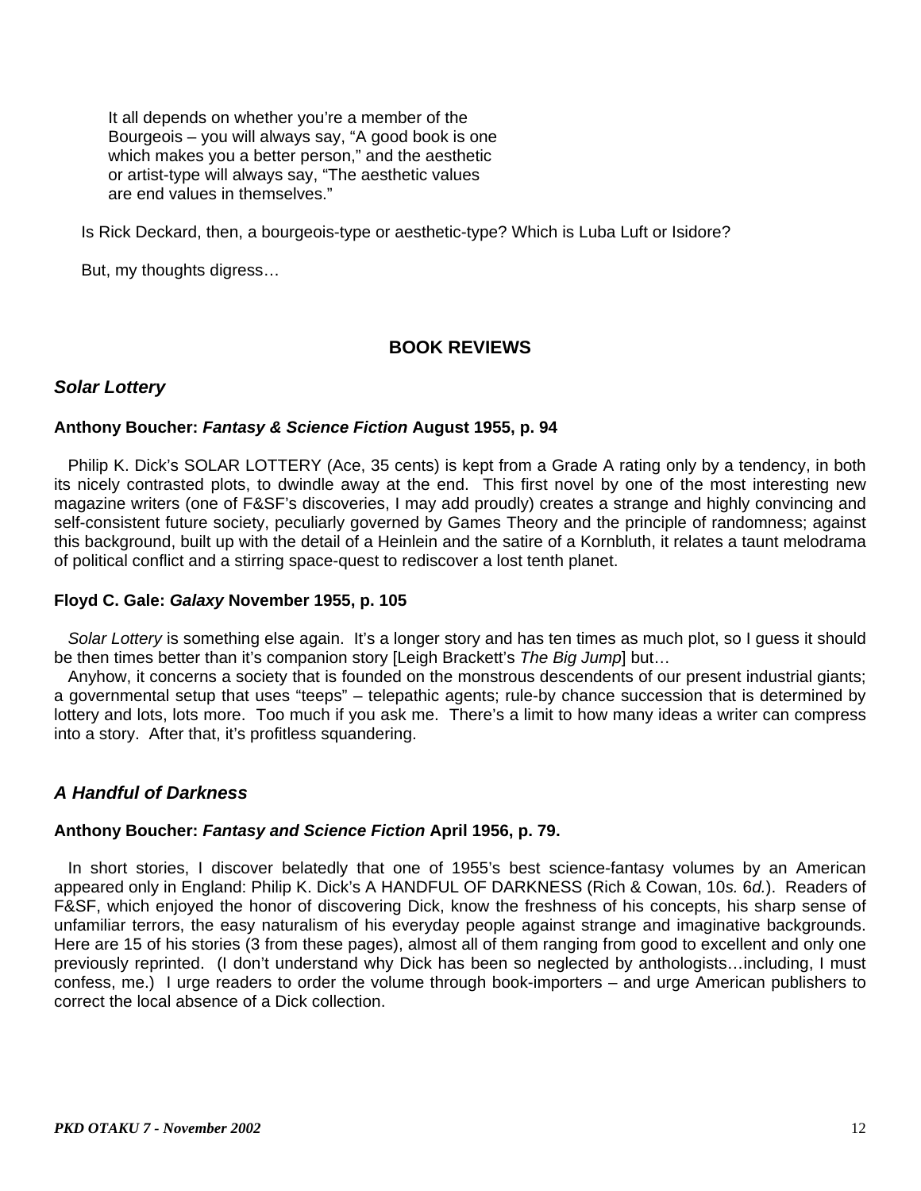> It all depends on whether you're a member of the Bourgeois – you will always say, "A good book is one which makes you a better person," and the aesthetic or artist-type will always say, "The aesthetic values are end values in themselves."

Is Rick Deckard, then, a bourgeois-type or aesthetic-type? Which is Luba Luft or Isidore?

But, my thoughts digress…

## BOOK REVIEWS

### *Solar Lottery*

**Anthony Boucher: *Fantasy & Science Fiction* August 1955, p. 94**

Philip K. Dick's SOLAR LOTTERY (Ace, 35 cents) is kept from a Grade A rating only by a tendency, in both its nicely contrasted plots, to dwindle away at the end. This first novel by one of the most interesting new magazine writers (one of F&SF's discoveries, I may add proudly) creates a strange and highly convincing and self-consistent future society, peculiarly governed by Games Theory and the principle of randomness; against this background, built up with the detail of a Heinlein and the satire of a Kornbluth, it relates a taunt melodrama of political conflict and a stirring space-quest to rediscover a lost tenth planet.

**Floyd C. Gale: *Galaxy* November 1955, p. 105**

*Solar Lottery* is something else again. It's a longer story and has ten times as much plot, so I guess it should be then times better than it's companion story [Leigh Brackett's *The Big Jump*] but…

Anyhow, it concerns a society that is founded on the monstrous descendents of our present industrial giants; a governmental setup that uses "teeps" – telepathic agents; rule-by chance succession that is determined by lottery and lots, lots more. Too much if you ask me. There's a limit to how many ideas a writer can compress into a story. After that, it's profitless squandering.

### *A Handful of Darkness*

**Anthony Boucher: *Fantasy and Science Fiction* April 1956, p. 79.**

In short stories, I discover belatedly that one of 1955's best science-fantasy volumes by an American appeared only in England: Philip K. Dick's A HANDFUL OF DARKNESS (Rich & Cowan, 10*s.* 6*d.*). Readers of F&SF, which enjoyed the honor of discovering Dick, know the freshness of his concepts, his sharp sense of unfamiliar terrors, the easy naturalism of his everyday people against strange and imaginative backgrounds. Here are 15 of his stories (3 from these pages), almost all of them ranging from good to excellent and only one previously reprinted. (I don't understand why Dick has been so neglected by anthologists…including, I must confess, me.) I urge readers to order the volume through book-importers – and urge American publishers to correct the local absence of a Dick collection.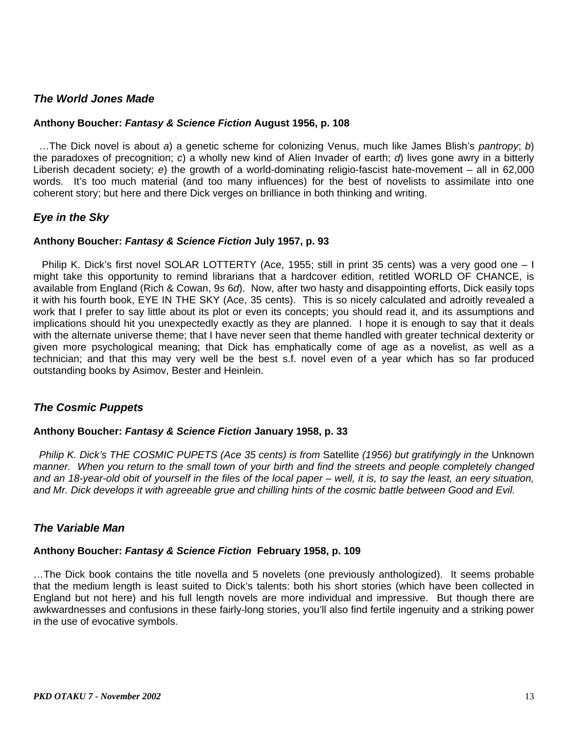## *The World Jones Made*

**Anthony Boucher: *Fantasy & Science Fiction* August 1956, p. 108**

…The Dick novel is about *a*) a genetic scheme for colonizing Venus, much like James Blish's *pantropy*; *b*) the paradoxes of precognition; *c*) a wholly new kind of Alien Invader of earth; *d*) lives gone awry in a bitterly Liberish decadent society; *e*) the growth of a world-dominating religio-fascist hate-movement – all in 62,000 words. It's too much material (and too many influences) for the best of novelists to assimilate into one coherent story; but here and there Dick verges on brilliance in both thinking and writing.

## *Eye in the Sky*

**Anthony Boucher: *Fantasy & Science Fiction* July 1957, p. 93**

Philip K. Dick's first novel SOLAR LOTTERTY (Ace, 1955; still in print 35 cents) was a very good one – I might take this opportunity to remind librarians that a hardcover edition, retitled WORLD OF CHANCE, is available from England (Rich & Cowan, 9*s* 6*d*). Now, after two hasty and disappointing efforts, Dick easily tops it with his fourth book, EYE IN THE SKY (Ace, 35 cents). This is so nicely calculated and adroitly revealed a work that I prefer to say little about its plot or even its concepts; you should read it, and its assumptions and implications should hit you unexpectedly exactly as they are planned. I hope it is enough to say that it deals with the alternate universe theme; that I have never seen that theme handled with greater technical dexterity or given more psychological meaning; that Dick has emphatically come of age as a novelist, as well as a technician; and that this may very well be the best s.f. novel even of a year which has so far produced outstanding books by Asimov, Bester and Heinlein.

## *The Cosmic Puppets*

**Anthony Boucher: *Fantasy & Science Fiction* January 1958, p. 33**

*Philip K. Dick's THE COSMIC PUPETS (Ace 35 cents) is from* Satellite *(1956) but gratifyingly in the* Unknown *manner. When you return to the small town of your birth and find the streets and people completely changed and an 18-year-old obit of yourself in the files of the local paper – well, it is, to say the least, an eery situation, and Mr. Dick develops it with agreeable grue and chilling hints of the cosmic battle between Good and Evil.*

## *The Variable Man*

**Anthony Boucher: *Fantasy & Science Fiction* February 1958, p. 109**

…The Dick book contains the title novella and 5 novelets (one previously anthologized). It seems probable that the medium length is least suited to Dick's talents: both his short stories (which have been collected in England but not here) and his full length novels are more individual and impressive. But though there are awkwardnesses and confusions in these fairly-long stories, you'll also find fertile ingenuity and a striking power in the use of evocative symbols.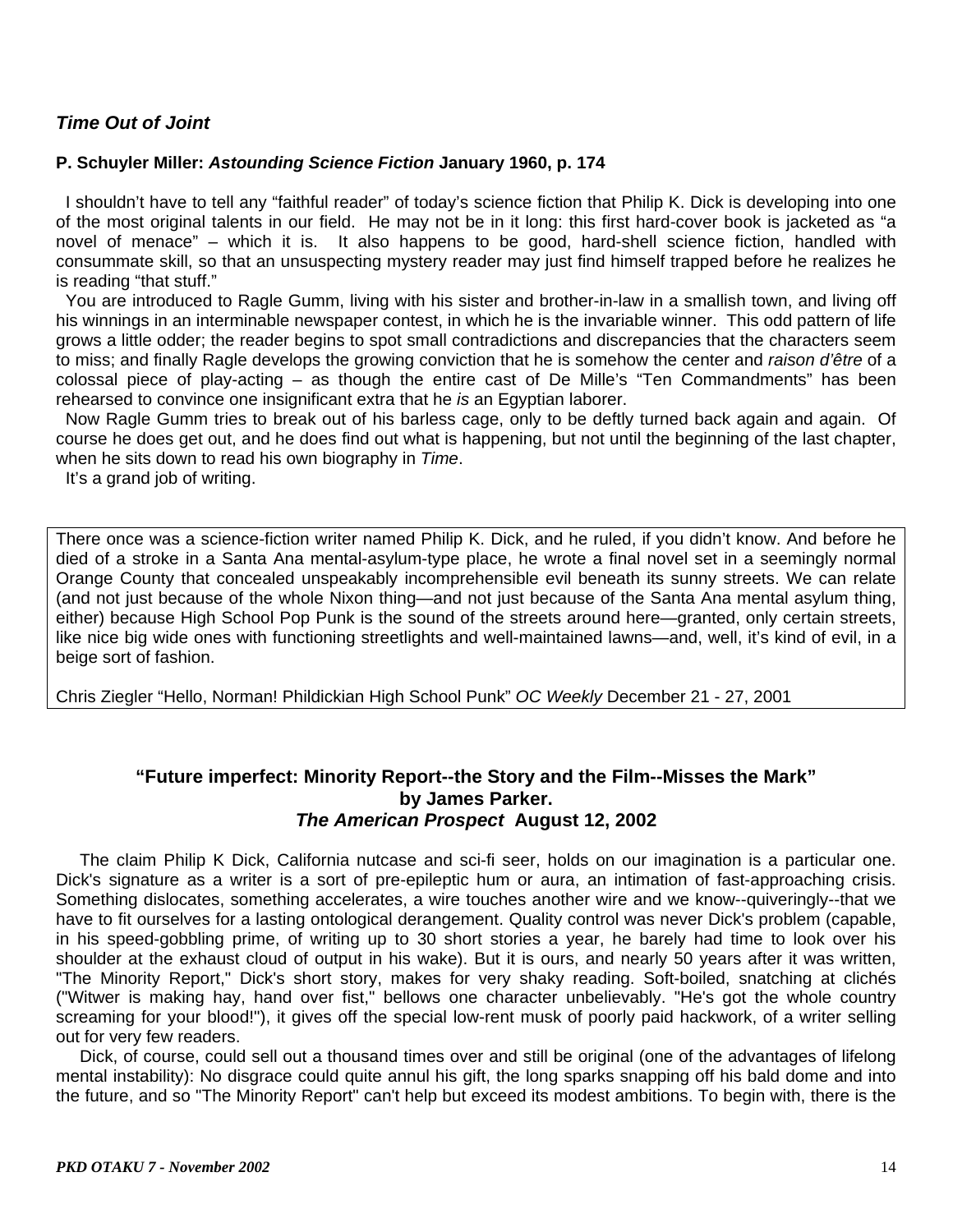### *Time Out of Joint*

**P. Schuyler Miller: *Astounding Science Fiction* January 1960, p. 174**

I shouldn't have to tell any "faithful reader" of today's science fiction that Philip K. Dick is developing into one of the most original talents in our field. He may not be in it long: this first hard-cover book is jacketed as "a novel of menace" – which it is. It also happens to be good, hard-shell science fiction, handled with consummate skill, so that an unsuspecting mystery reader may just find himself trapped before he realizes he is reading "that stuff."

You are introduced to Ragle Gumm, living with his sister and brother-in-law in a smallish town, and living off his winnings in an interminable newspaper contest, in which he is the invariable winner. This odd pattern of life grows a little odder; the reader begins to spot small contradictions and discrepancies that the characters seem to miss; and finally Ragle develops the growing conviction that he is somehow the center and *raison d'être* of a colossal piece of play-acting – as though the entire cast of De Mille's "Ten Commandments" has been rehearsed to convince one insignificant extra that he *is* an Egyptian laborer.

Now Ragle Gumm tries to break out of his barless cage, only to be deftly turned back again and again. Of course he does get out, and he does find out what is happening, but not until the beginning of the last chapter, when he sits down to read his own biography in *Time*.

It's a grand job of writing.

---

There once was a science-fiction writer named Philip K. Dick, and he ruled, if you didn't know. And before he died of a stroke in a Santa Ana mental-asylum-type place, he wrote a final novel set in a seemingly normal Orange County that concealed unspeakably incomprehensible evil beneath its sunny streets. We can relate (and not just because of the whole Nixon thing—and not just because of the Santa Ana mental asylum thing, either) because High School Pop Punk is the sound of the streets around here—granted, only certain streets, like nice big wide ones with functioning streetlights and well-maintained lawns—and, well, it's kind of evil, in a beige sort of fashion.

Chris Ziegler "Hello, Norman! Phildickian High School Punk" *OC Weekly* December 21 - 27, 2001

---

**"Future imperfect: Minority Report--the Story and the Film--Misses the Mark"**
**by James Parker.**
***The American Prospect* August 12, 2002**

The claim Philip K Dick, California nutcase and sci-fi seer, holds on our imagination is a particular one. Dick's signature as a writer is a sort of pre-epileptic hum or aura, an intimation of fast-approaching crisis. Something dislocates, something accelerates, a wire touches another wire and we know--quiveringly--that we have to fit ourselves for a lasting ontological derangement. Quality control was never Dick's problem (capable, in his speed-gobbling prime, of writing up to 30 short stories a year, he barely had time to look over his shoulder at the exhaust cloud of output in his wake). But it is ours, and nearly 50 years after it was written, "The Minority Report," Dick's short story, makes for very shaky reading. Soft-boiled, snatching at clichés ("Witwer is making hay, hand over fist," bellows one character unbelievably. "He's got the whole country screaming for your blood!"), it gives off the special low-rent musk of poorly paid hackwork, of a writer selling out for very few readers.

Dick, of course, could sell out a thousand times over and still be original (one of the advantages of lifelong mental instability): No disgrace could quite annul his gift, the long sparks snapping off his bald dome and into the future, and so "The Minority Report" can't help but exceed its modest ambitions. To begin with, there is the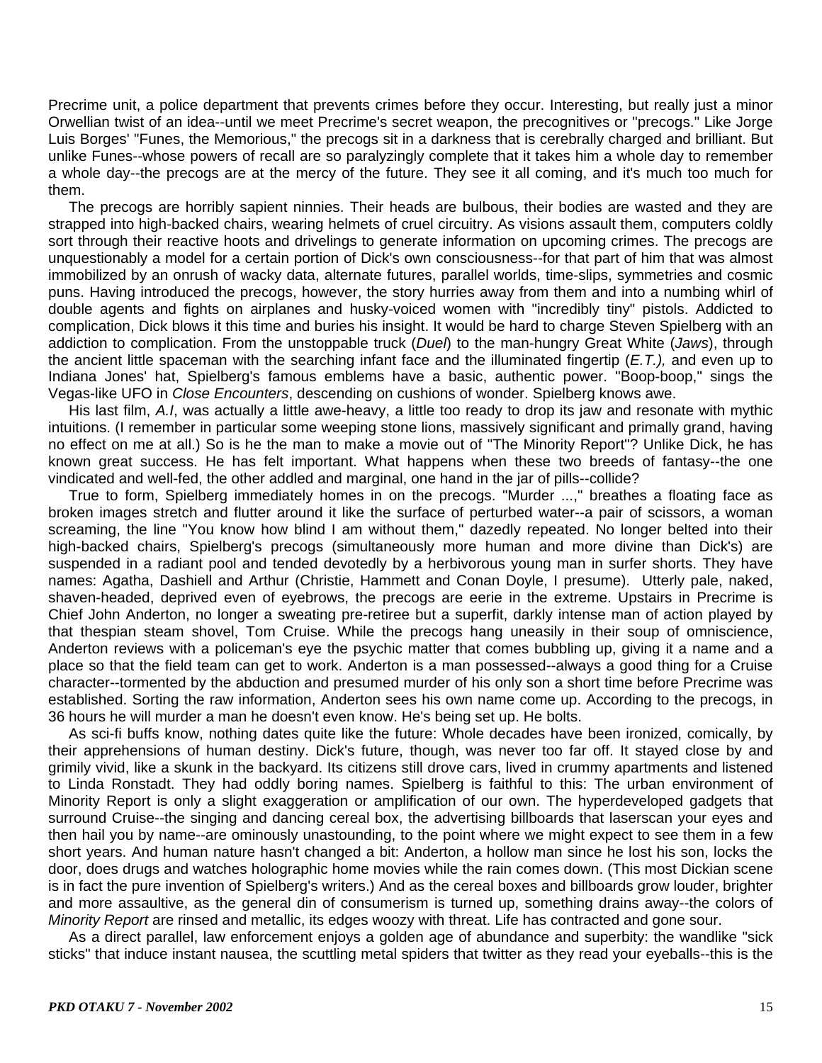Precrime unit, a police department that prevents crimes before they occur. Interesting, but really just a minor Orwellian twist of an idea--until we meet Precrime's secret weapon, the precognitives or "precogs." Like Jorge Luis Borges' "Funes, the Memorious," the precogs sit in a darkness that is cerebrally charged and brilliant. But unlike Funes--whose powers of recall are so paralyzingly complete that it takes him a whole day to remember a whole day--the precogs are at the mercy of the future. They see it all coming, and it's much too much for them.

The precogs are horribly sapient ninnies. Their heads are bulbous, their bodies are wasted and they are strapped into high-backed chairs, wearing helmets of cruel circuitry. As visions assault them, computers coldly sort through their reactive hoots and drivelings to generate information on upcoming crimes. The precogs are unquestionably a model for a certain portion of Dick's own consciousness--for that part of him that was almost immobilized by an onrush of wacky data, alternate futures, parallel worlds, time-slips, symmetries and cosmic puns. Having introduced the precogs, however, the story hurries away from them and into a numbing whirl of double agents and fights on airplanes and husky-voiced women with "incredibly tiny" pistols. Addicted to complication, Dick blows it this time and buries his insight. It would be hard to charge Steven Spielberg with an addiction to complication. From the unstoppable truck (*Duel*) to the man-hungry Great White (*Jaws*), through the ancient little spaceman with the searching infant face and the illuminated fingertip (*E.T.),* and even up to Indiana Jones' hat, Spielberg's famous emblems have a basic, authentic power. "Boop-boop," sings the Vegas-like UFO in *Close Encounters*, descending on cushions of wonder. Spielberg knows awe.

His last film, *A.I*, was actually a little awe-heavy, a little too ready to drop its jaw and resonate with mythic intuitions. (I remember in particular some weeping stone lions, massively significant and primally grand, having no effect on me at all.) So is he the man to make a movie out of "The Minority Report"? Unlike Dick, he has known great success. He has felt important. What happens when these two breeds of fantasy--the one vindicated and well-fed, the other addled and marginal, one hand in the jar of pills--collide?

True to form, Spielberg immediately homes in on the precogs. "Murder ...," breathes a floating face as broken images stretch and flutter around it like the surface of perturbed water--a pair of scissors, a woman screaming, the line "You know how blind I am without them," dazedly repeated. No longer belted into their high-backed chairs, Spielberg's precogs (simultaneously more human and more divine than Dick's) are suspended in a radiant pool and tended devotedly by a herbivorous young man in surfer shorts. They have names: Agatha, Dashiell and Arthur (Christie, Hammett and Conan Doyle, I presume). Utterly pale, naked, shaven-headed, deprived even of eyebrows, the precogs are eerie in the extreme. Upstairs in Precrime is Chief John Anderton, no longer a sweating pre-retiree but a superfit, darkly intense man of action played by that thespian steam shovel, Tom Cruise. While the precogs hang uneasily in their soup of omniscience, Anderton reviews with a policeman's eye the psychic matter that comes bubbling up, giving it a name and a place so that the field team can get to work. Anderton is a man possessed--always a good thing for a Cruise character--tormented by the abduction and presumed murder of his only son a short time before Precrime was established. Sorting the raw information, Anderton sees his own name come up. According to the precogs, in 36 hours he will murder a man he doesn't even know. He's being set up. He bolts.

As sci-fi buffs know, nothing dates quite like the future: Whole decades have been ironized, comically, by their apprehensions of human destiny. Dick's future, though, was never too far off. It stayed close by and grimily vivid, like a skunk in the backyard. Its citizens still drove cars, lived in crummy apartments and listened to Linda Ronstadt. They had oddly boring names. Spielberg is faithful to this: The urban environment of Minority Report is only a slight exaggeration or amplification of our own. The hyperdeveloped gadgets that surround Cruise--the singing and dancing cereal box, the advertising billboards that laserscan your eyes and then hail you by name--are ominously unastounding, to the point where we might expect to see them in a few short years. And human nature hasn't changed a bit: Anderton, a hollow man since he lost his son, locks the door, does drugs and watches holographic home movies while the rain comes down. (This most Dickian scene is in fact the pure invention of Spielberg's writers.) And as the cereal boxes and billboards grow louder, brighter and more assaultive, as the general din of consumerism is turned up, something drains away--the colors of *Minority Report* are rinsed and metallic, its edges woozy with threat. Life has contracted and gone sour.

As a direct parallel, law enforcement enjoys a golden age of abundance and superbity: the wandlike "sick sticks" that induce instant nausea, the scuttling metal spiders that twitter as they read your eyeballs--this is the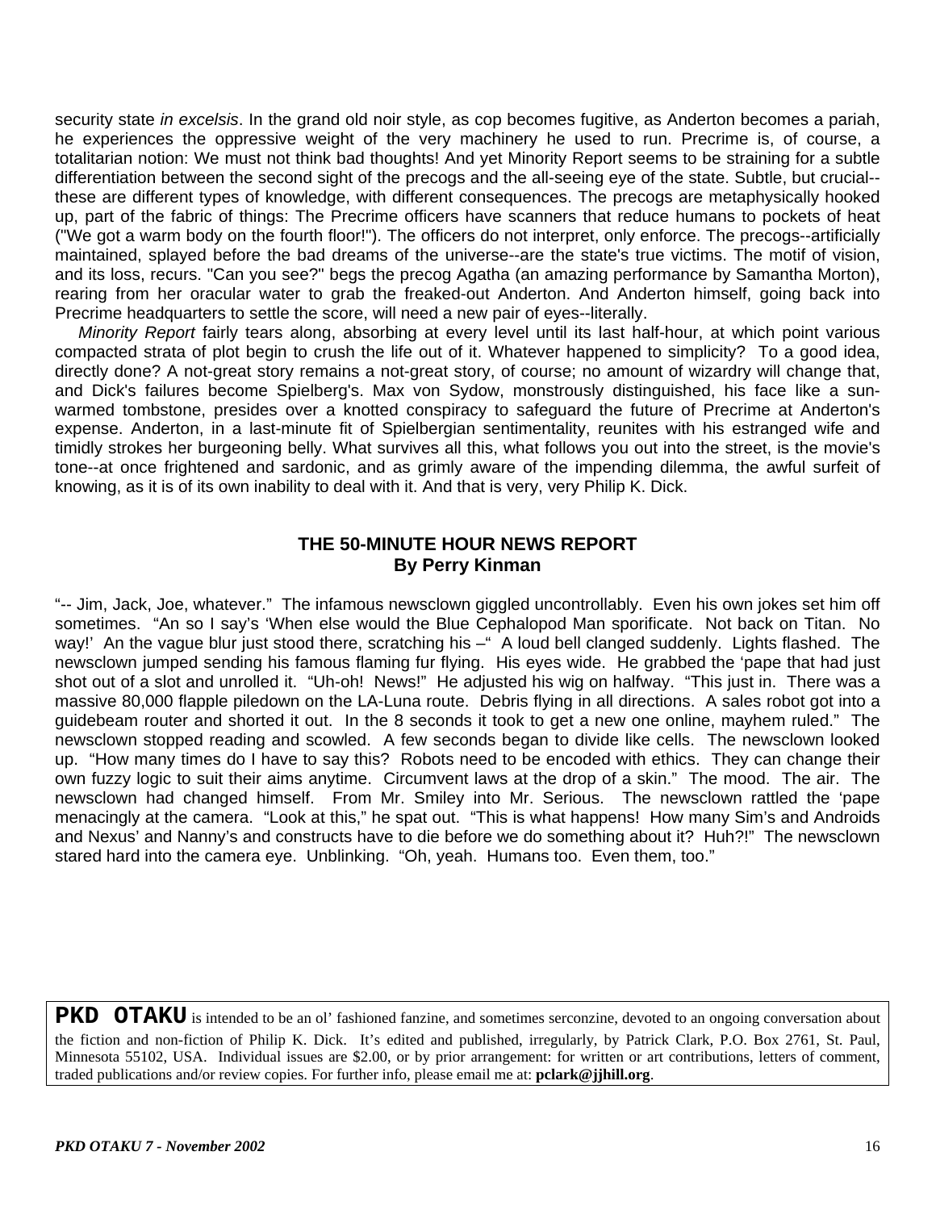security state *in excelsis*. In the grand old noir style, as cop becomes fugitive, as Anderton becomes a pariah, he experiences the oppressive weight of the very machinery he used to run. Precrime is, of course, a totalitarian notion: We must not think bad thoughts! And yet Minority Report seems to be straining for a subtle differentiation between the second sight of the precogs and the all-seeing eye of the state. Subtle, but crucial--these are different types of knowledge, with different consequences. The precogs are metaphysically hooked up, part of the fabric of things: The Precrime officers have scanners that reduce humans to pockets of heat ("We got a warm body on the fourth floor!"). The officers do not interpret, only enforce. The precogs--artificially maintained, splayed before the bad dreams of the universe--are the state's true victims. The motif of vision, and its loss, recurs. "Can you see?" begs the precog Agatha (an amazing performance by Samantha Morton), rearing from her oracular water to grab the freaked-out Anderton. And Anderton himself, going back into Precrime headquarters to settle the score, will need a new pair of eyes--literally.

*Minority Report* fairly tears along, absorbing at every level until its last half-hour, at which point various compacted strata of plot begin to crush the life out of it. Whatever happened to simplicity? To a good idea, directly done? A not-great story remains a not-great story, of course; no amount of wizardry will change that, and Dick's failures become Spielberg's. Max von Sydow, monstrously distinguished, his face like a sun-warmed tombstone, presides over a knotted conspiracy to safeguard the future of Precrime at Anderton's expense. Anderton, in a last-minute fit of Spielbergian sentimentality, reunites with his estranged wife and timidly strokes her burgeoning belly. What survives all this, what follows you out into the street, is the movie's tone--at once frightened and sardonic, and as grimly aware of the impending dilemma, the awful surfeit of knowing, as it is of its own inability to deal with it. And that is very, very Philip K. Dick.

## THE 50-MINUTE HOUR NEWS REPORT
**By Perry Kinman**

"-- Jim, Jack, Joe, whatever." The infamous newsclown giggled uncontrollably. Even his own jokes set him off sometimes. "An so I say's 'When else would the Blue Cephalopod Man sporificate. Not back on Titan. No way!' An the vague blur just stood there, scratching his –" A loud bell clanged suddenly. Lights flashed. The newsclown jumped sending his famous flaming fur flying. His eyes wide. He grabbed the 'pape that had just shot out of a slot and unrolled it. "Uh-oh! News!" He adjusted his wig on halfway. "This just in. There was a massive 80,000 flapple piledown on the LA-Luna route. Debris flying in all directions. A sales robot got into a guidebeam router and shorted it out. In the 8 seconds it took to get a new one online, mayhem ruled." The newsclown stopped reading and scowled. A few seconds began to divide like cells. The newsclown looked up. "How many times do I have to say this? Robots need to be encoded with ethics. They can change their own fuzzy logic to suit their aims anytime. Circumvent laws at the drop of a skin." The mood. The air. The newsclown had changed himself. From Mr. Smiley into Mr. Serious. The newsclown rattled the 'pape menacingly at the camera. "Look at this," he spat out. "This is what happens! How many Sim's and Androids and Nexus' and Nanny's and constructs have to die before we do something about it? Huh?!" The newsclown stared hard into the camera eye. Unblinking. "Oh, yeah. Humans too. Even them, too."

**PKD OTAKU** is intended to be an ol' fashioned fanzine, and sometimes serconzine, devoted to an ongoing conversation about the fiction and non-fiction of Philip K. Dick. It's edited and published, irregularly, by Patrick Clark, P.O. Box 2761, St. Paul, Minnesota 55102, USA. Individual issues are $2.00, or by prior arrangement: for written or art contributions, letters of comment, traded publications and/or review copies. For further info, please email me at: **pclark@jjhill.org**.